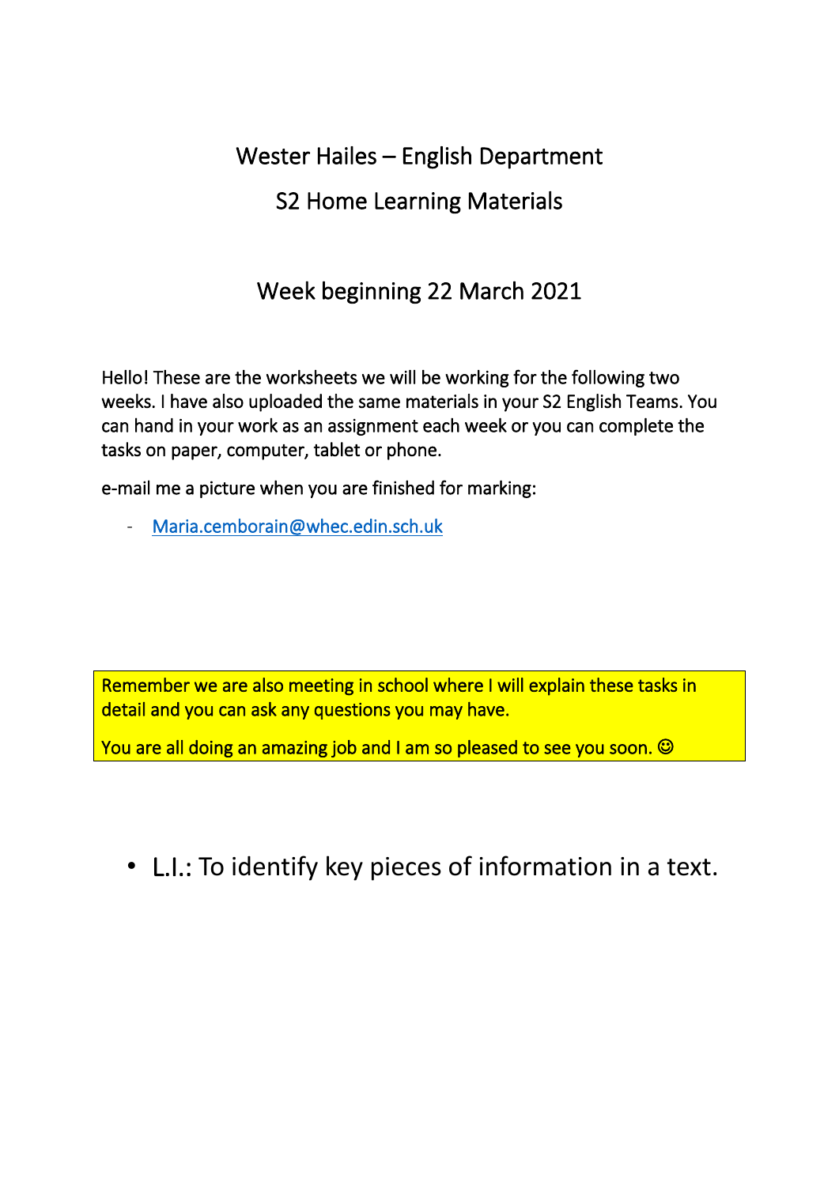# Wester Hailes – English Department

## S2 Home Learning Materials

### Week beginning 22 March 2021

Hello! These are the worksheets we will be working for the following two weeks. I have also uploaded the same materials in your S2 English Teams. You can hand in your work as an assignment each week or you can complete the tasks on paper, computer, tablet or phone.

e-mail me a picture when you are finished for marking:

- Maria.cemborain@whec.edin.sch.uk

Remember we are also meeting in school where I will explain these tasks in detail and you can ask any questions you may have.

You are all doing an amazing job and I am so pleased to see you soon. ☺

- L.I.: To identify key pieces of information in a text.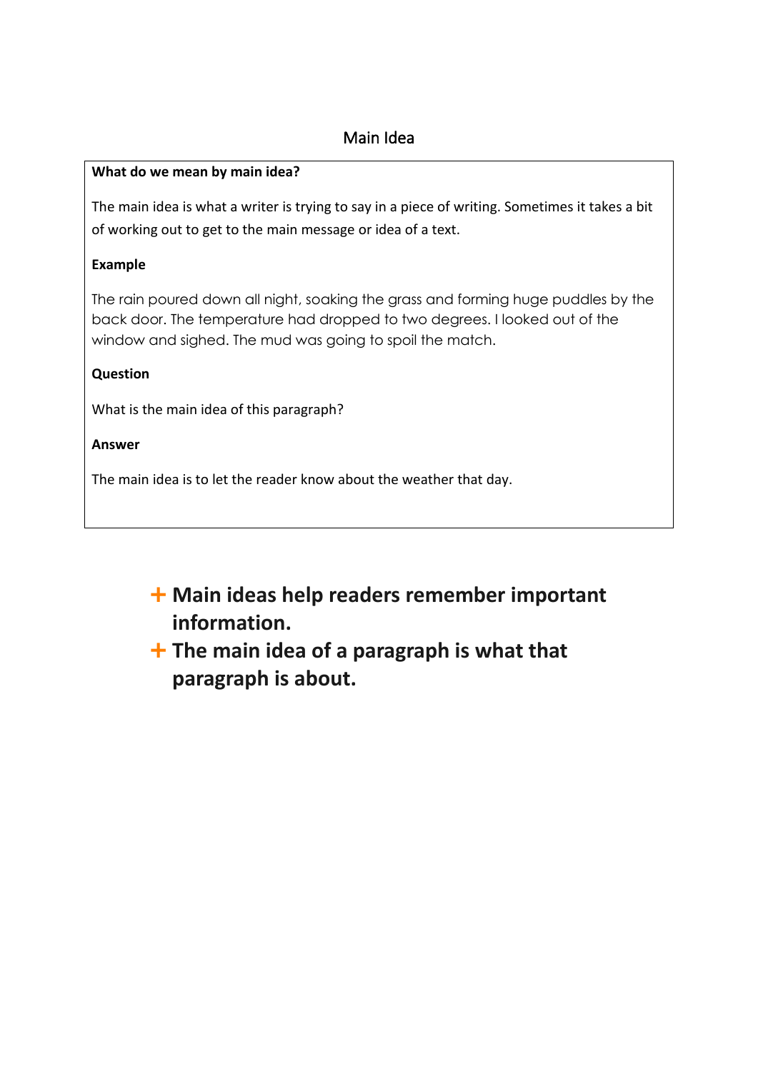# Main Idea

**What do we mean by main idea?**

The main idea is what a writer is trying to say in a piece of writing. Sometimes it takes a bit of working out to get to the main message or idea of a text.

**Example**

The rain poured down all night, soaking the grass and forming huge puddles by the back door. The temperature had dropped to two degrees. I looked out of the window and sighed. The mud was going to spoil the match.

**Question**

What is the main idea of this paragraph?

**Answer**

The main idea is to let the reader know about the weather that day.

- **Main ideas help readers remember important information.**
- **The main idea of a paragraph is what that paragraph is about.**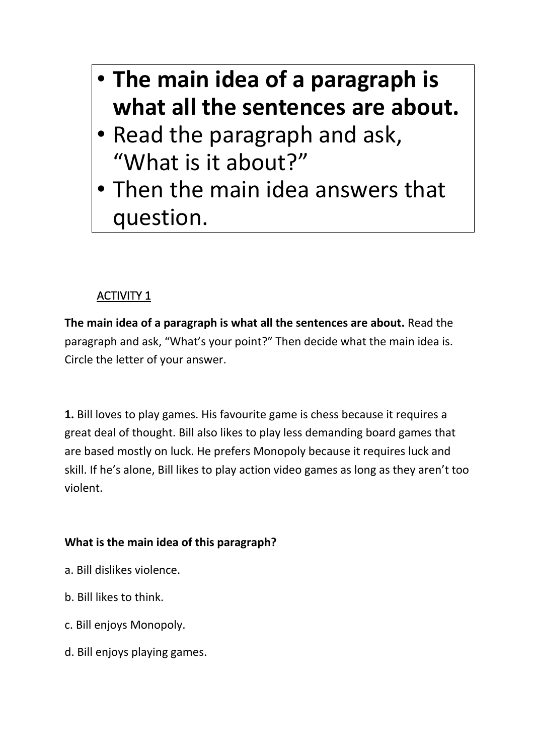- **The main idea of a paragraph is what all the sentences are about.**
- Read the paragraph and ask, "What is it about?"
- Then the main idea answers that question.

## ACTIVITY 1

**The main idea of a paragraph is what all the sentences are about.** Read the paragraph and ask, "What's your point?" Then decide what the main idea is. Circle the letter of your answer.

**1.** Bill loves to play games. His favourite game is chess because it requires a great deal of thought. Bill also likes to play less demanding board games that are based mostly on luck. He prefers Monopoly because it requires luck and skill. If he's alone, Bill likes to play action video games as long as they aren't too violent.

**What is the main idea of this paragraph?**

a. Bill dislikes violence.

b. Bill likes to think.

c. Bill enjoys Monopoly.

d. Bill enjoys playing games.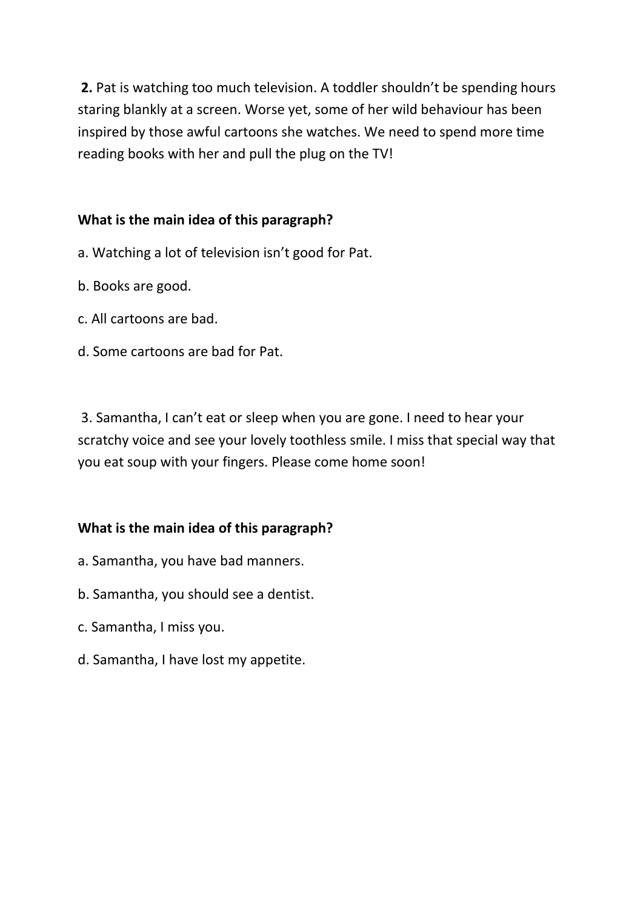**2.** Pat is watching too much television. A toddler shouldn't be spending hours staring blankly at a screen. Worse yet, some of her wild behaviour has been inspired by those awful cartoons she watches. We need to spend more time reading books with her and pull the plug on the TV!

**What is the main idea of this paragraph?**

a. Watching a lot of television isn't good for Pat.

b. Books are good.

c. All cartoons are bad.

d. Some cartoons are bad for Pat.

3. Samantha, I can't eat or sleep when you are gone. I need to hear your scratchy voice and see your lovely toothless smile. I miss that special way that you eat soup with your fingers. Please come home soon!

**What is the main idea of this paragraph?**

a. Samantha, you have bad manners.

b. Samantha, you should see a dentist.

c. Samantha, I miss you.

d. Samantha, I have lost my appetite.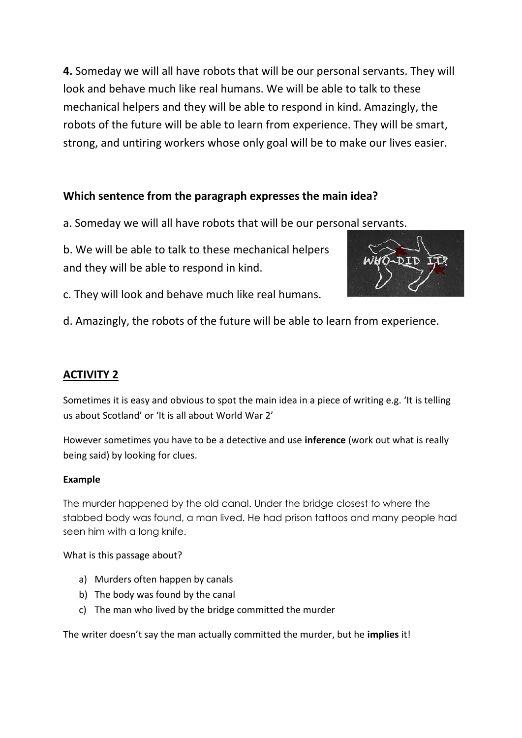**4.** Someday we will all have robots that will be our personal servants. They will look and behave much like real humans. We will be able to talk to these mechanical helpers and they will be able to respond in kind. Amazingly, the robots of the future will be able to learn from experience. They will be smart, strong, and untiring workers whose only goal will be to make our lives easier.

**Which sentence from the paragraph expresses the main idea?**

a. Someday we will all have robots that will be our personal servants.

b. We will be able to talk to these mechanical helpers and they will be able to respond in kind.

c. They will look and behave much like real humans.

d. Amazingly, the robots of the future will be able to learn from experience.

## ACTIVITY 2

Sometimes it is easy and obvious to spot the main idea in a piece of writing e.g. 'It is telling us about Scotland' or 'It is all about World War 2'

However sometimes you have to be a detective and use **inference** (work out what is really being said) by looking for clues.

**Example**

The murder happened by the old canal. Under the bridge closest to where the stabbed body was found, a man lived. He had prison tattoos and many people had seen him with a long knife.

What is this passage about?

a) Murders often happen by canals
b) The body was found by the canal
c) The man who lived by the bridge committed the murder

The writer doesn't say the man actually committed the murder, but he **implies** it!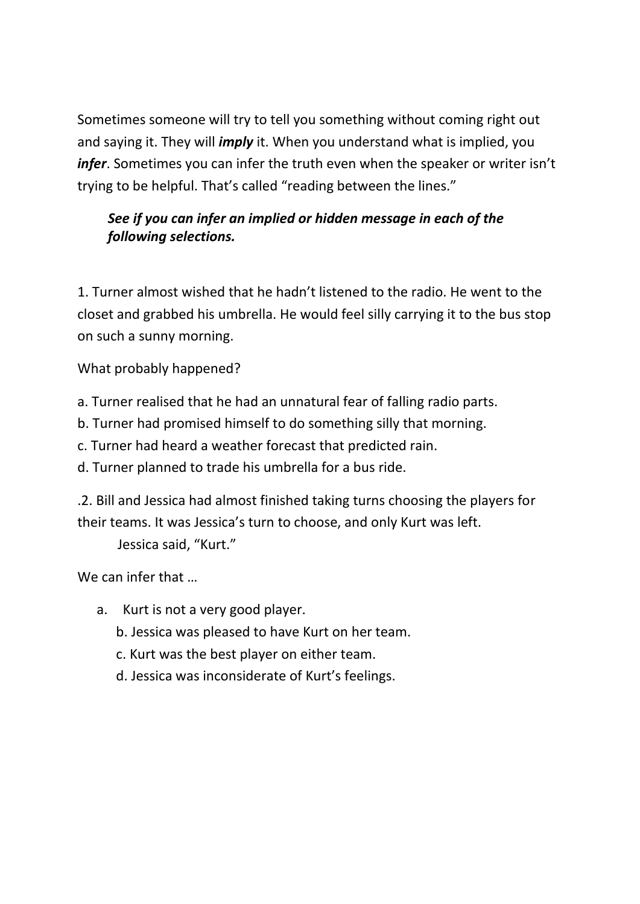Sometimes someone will try to tell you something without coming right out and saying it. They will ***imply*** it. When you understand what is implied, you ***infer***. Sometimes you can infer the truth even when the speaker or writer isn't trying to be helpful. That's called "reading between the lines."

> ***See if you can infer an implied or hidden message in each of the following selections.***

1. Turner almost wished that he hadn't listened to the radio. He went to the closet and grabbed his umbrella. He would feel silly carrying it to the bus stop on such a sunny morning.

What probably happened?

a. Turner realised that he had an unnatural fear of falling radio parts.
b. Turner had promised himself to do something silly that morning.
c. Turner had heard a weather forecast that predicted rain.
d. Turner planned to trade his umbrella for a bus ride.

.2. Bill and Jessica had almost finished taking turns choosing the players for their teams. It was Jessica's turn to choose, and only Kurt was left.
Jessica said, "Kurt."

We can infer that …

a. Kurt is not a very good player.
b. Jessica was pleased to have Kurt on her team.
c. Kurt was the best player on either team.
d. Jessica was inconsiderate of Kurt's feelings.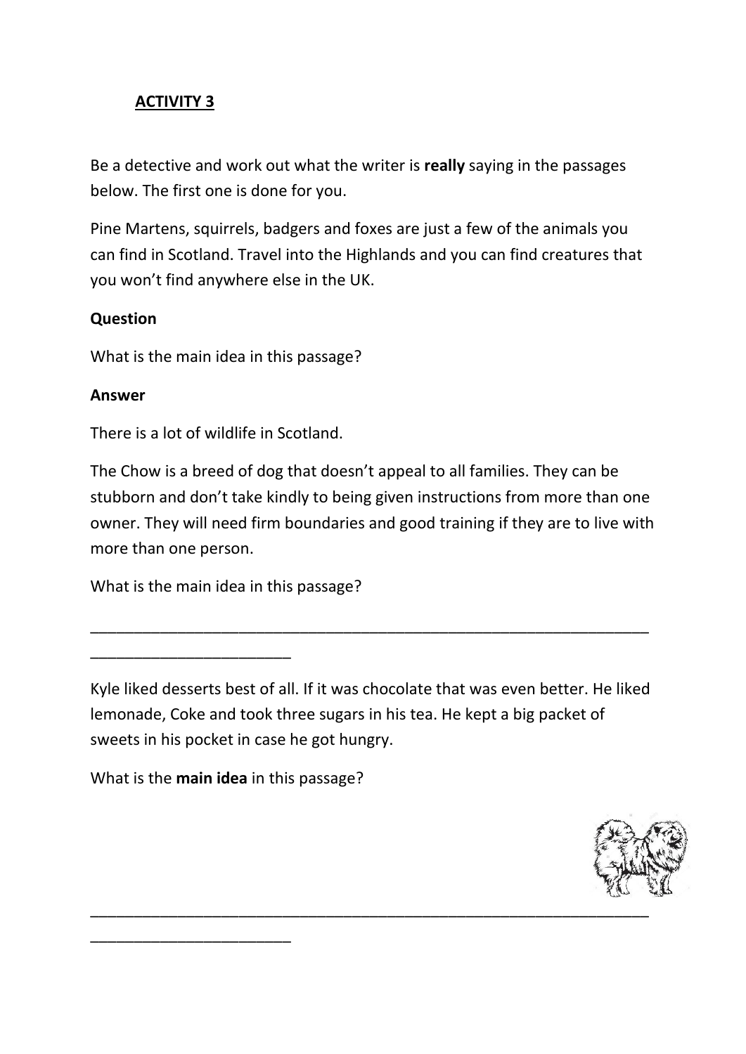**ACTIVITY 3**

Be a detective and work out what the writer is **really** saying in the passages below. The first one is done for you.

Pine Martens, squirrels, badgers and foxes are just a few of the animals you can find in Scotland. Travel into the Highlands and you can find creatures that you won't find anywhere else in the UK.

**Question**

What is the main idea in this passage?

**Answer**

There is a lot of wildlife in Scotland.

The Chow is a breed of dog that doesn't appeal to all families. They can be stubborn and don't take kindly to being given instructions from more than one owner. They will need firm boundaries and good training if they are to live with more than one person.

What is the main idea in this passage?

_______________________________________________________________
_______________________

Kyle liked desserts best of all. If it was chocolate that was even better. He liked lemonade, Coke and took three sugars in his tea. He kept a big packet of sweets in his pocket in case he got hungry.

What is the **main idea** in this passage?

_______________________________________________________________
_______________________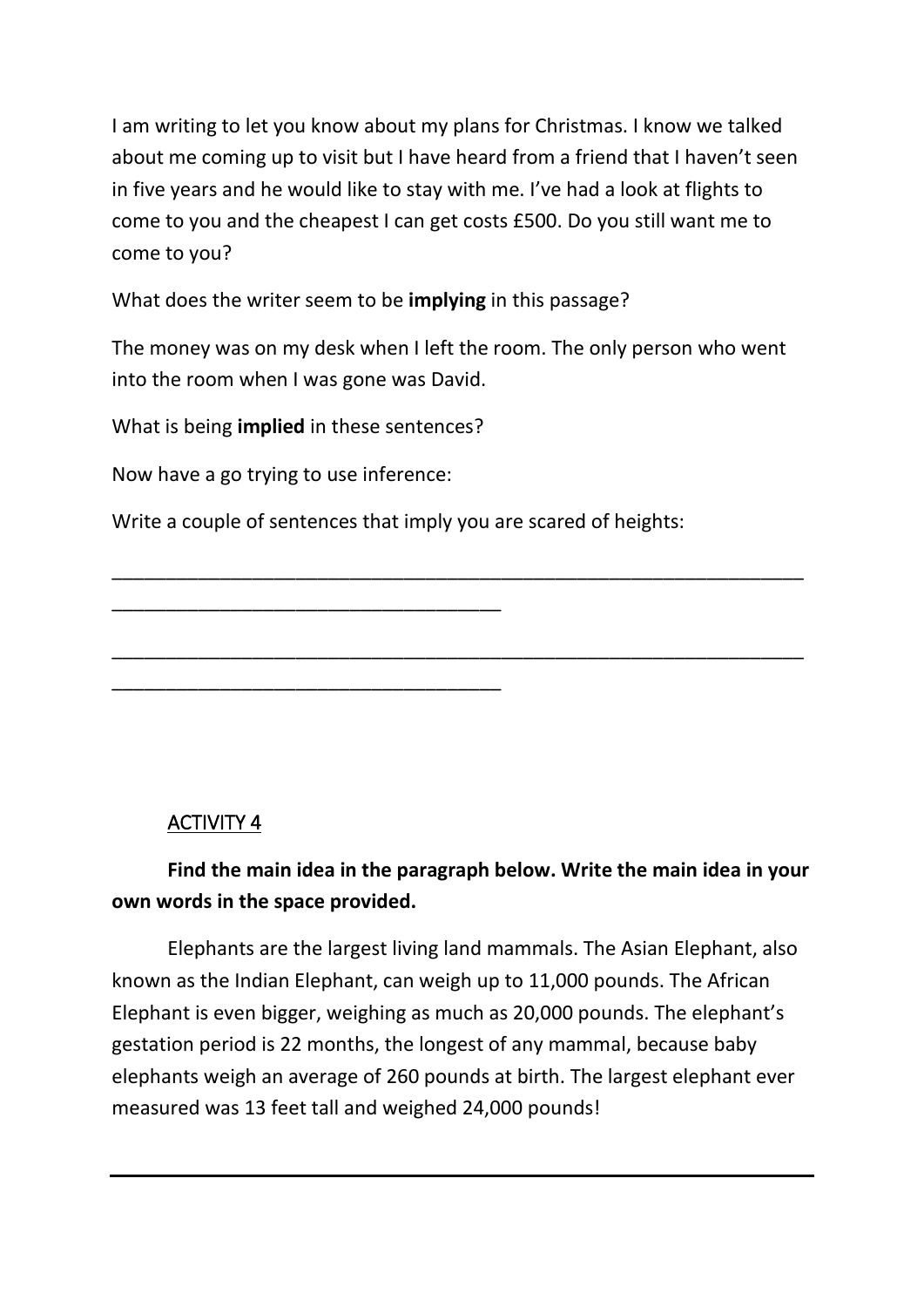I am writing to let you know about my plans for Christmas. I know we talked about me coming up to visit but I have heard from a friend that I haven't seen in five years and he would like to stay with me. I've had a look at flights to come to you and the cheapest I can get costs £500. Do you still want me to come to you?

What does the writer seem to be **implying** in this passage?

The money was on my desk when I left the room. The only person who went into the room when I was gone was David.

What is being **implied** in these sentences?

Now have a go trying to use inference:

Write a couple of sentences that imply you are scared of heights:

__________________________________________________________________
_____________________________________

__________________________________________________________________
_____________________________________

## ACTIVITY 4

**Find the main idea in the paragraph below. Write the main idea in your own words in the space provided.**

Elephants are the largest living land mammals. The Asian Elephant, also known as the Indian Elephant, can weigh up to 11,000 pounds. The African Elephant is even bigger, weighing as much as 20,000 pounds. The elephant's gestation period is 22 months, the longest of any mammal, because baby elephants weigh an average of 260 pounds at birth. The largest elephant ever measured was 13 feet tall and weighed 24,000 pounds!

__________________________________________________________________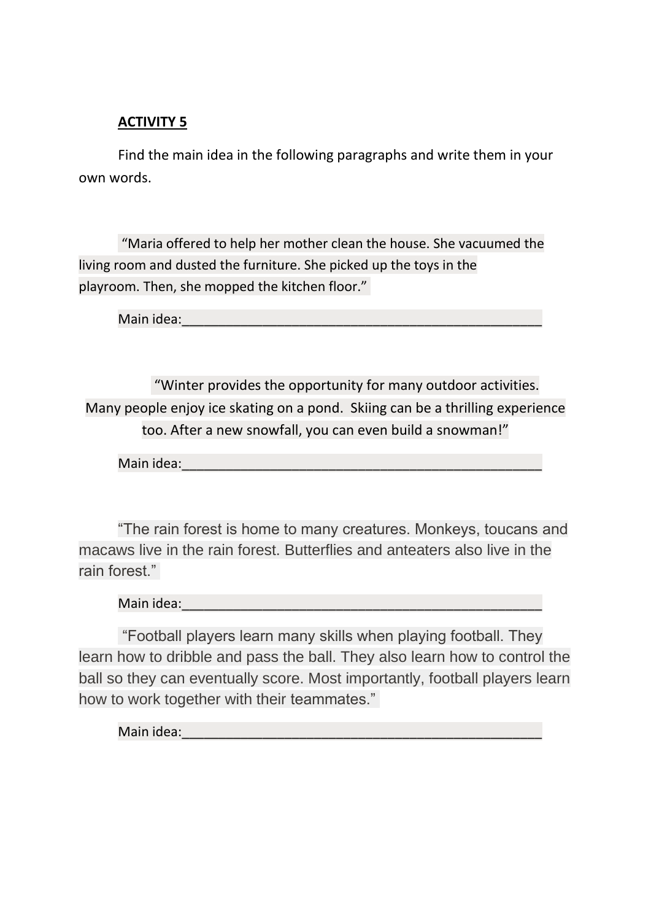**ACTIVITY 5**

Find the main idea in the following paragraphs and write them in your own words.

"Maria offered to help her mother clean the house. She vacuumed the living room and dusted the furniture. She picked up the toys in the playroom. Then, she mopped the kitchen floor."

Main idea:_______________________________________________

"Winter provides the opportunity for many outdoor activities. Many people enjoy ice skating on a pond. Skiing can be a thrilling experience too. After a new snowfall, you can even build a snowman!"

Main idea:_______________________________________________

"The rain forest is home to many creatures. Monkeys, toucans and macaws live in the rain forest. Butterflies and anteaters also live in the rain forest."

Main idea:_______________________________________________

"Football players learn many skills when playing football. They learn how to dribble and pass the ball. They also learn how to control the ball so they can eventually score. Most importantly, football players learn how to work together with their teammates."

Main idea:_______________________________________________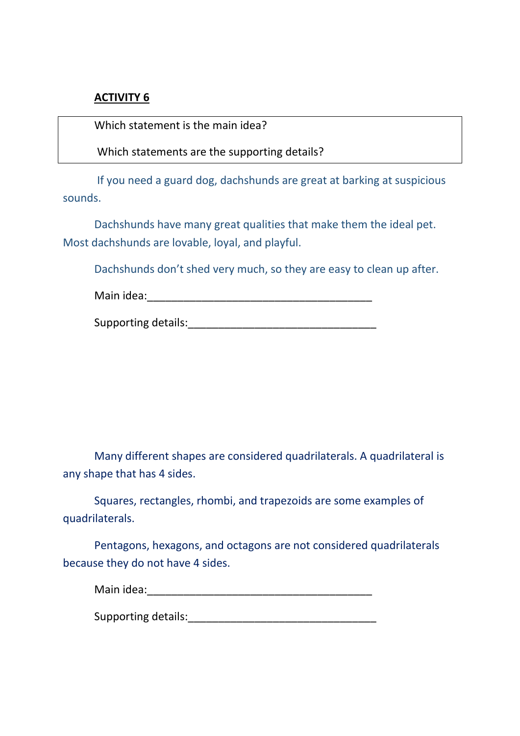**ACTIVITY 6**

Which statement is the main idea?

Which statements are the supporting details?

If you need a guard dog, dachshunds are great at barking at suspicious sounds.

Dachshunds have many great qualities that make them the ideal pet. Most dachshunds are lovable, loyal, and playful.

Dachshunds don't shed very much, so they are easy to clean up after.

Main idea:_____________________________________

Supporting details:_______________________________

Many different shapes are considered quadrilaterals. A quadrilateral is any shape that has 4 sides.

Squares, rectangles, rhombi, and trapezoids are some examples of quadrilaterals.

Pentagons, hexagons, and octagons are not considered quadrilaterals because they do not have 4 sides.

Main idea:_____________________________________

Supporting details:_______________________________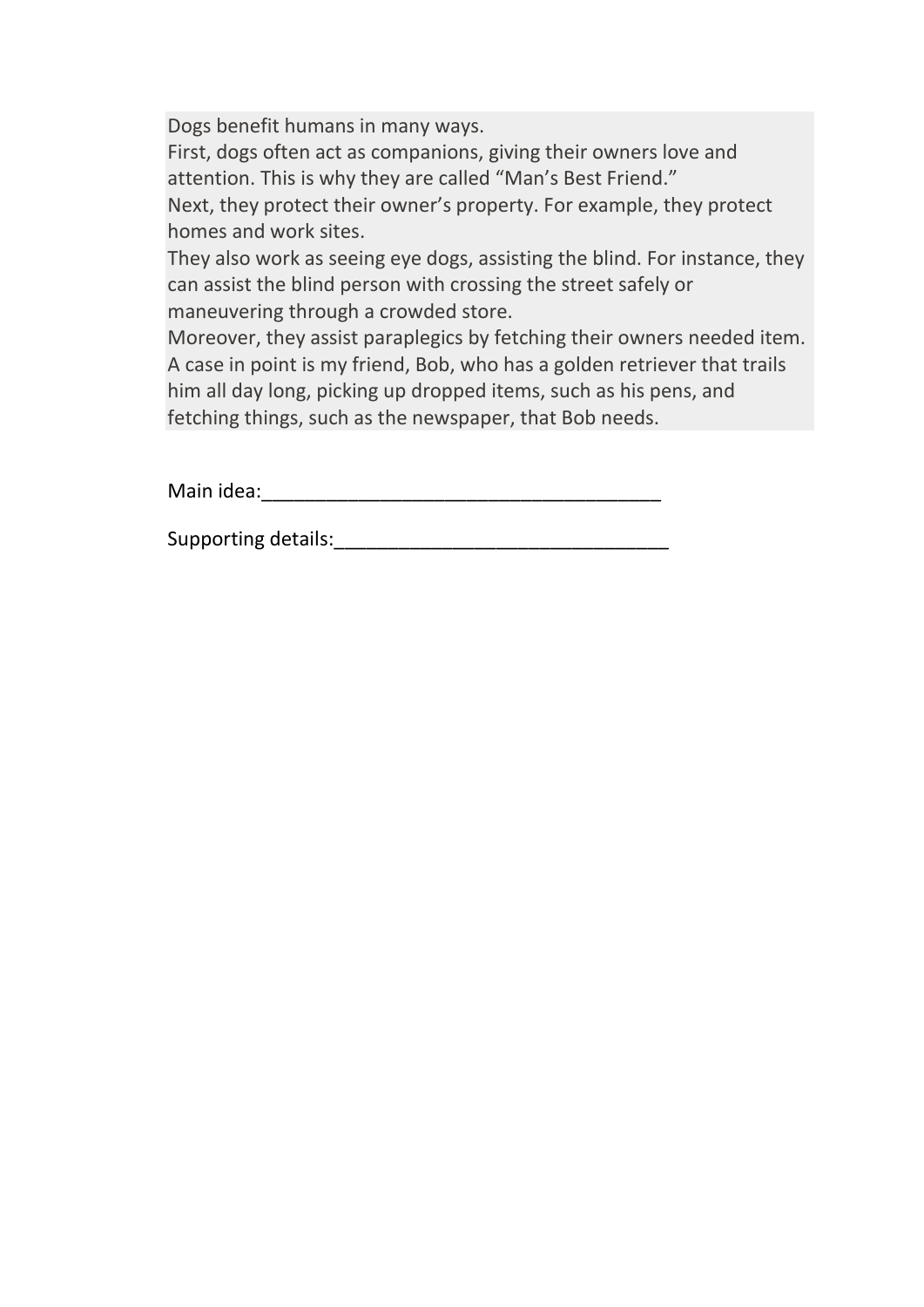Dogs benefit humans in many ways.
First, dogs often act as companions, giving their owners love and attention. This is why they are called "Man's Best Friend."
Next, they protect their owner's property. For example, they protect homes and work sites.
They also work as seeing eye dogs, assisting the blind. For instance, they can assist the blind person with crossing the street safely or maneuvering through a crowded store.
Moreover, they assist paraplegics by fetching their owners needed item. A case in point is my friend, Bob, who has a golden retriever that trails him all day long, picking up dropped items, such as his pens, and fetching things, such as the newspaper, that Bob needs.

Main idea:_____________________________________

Supporting details:_______________________________